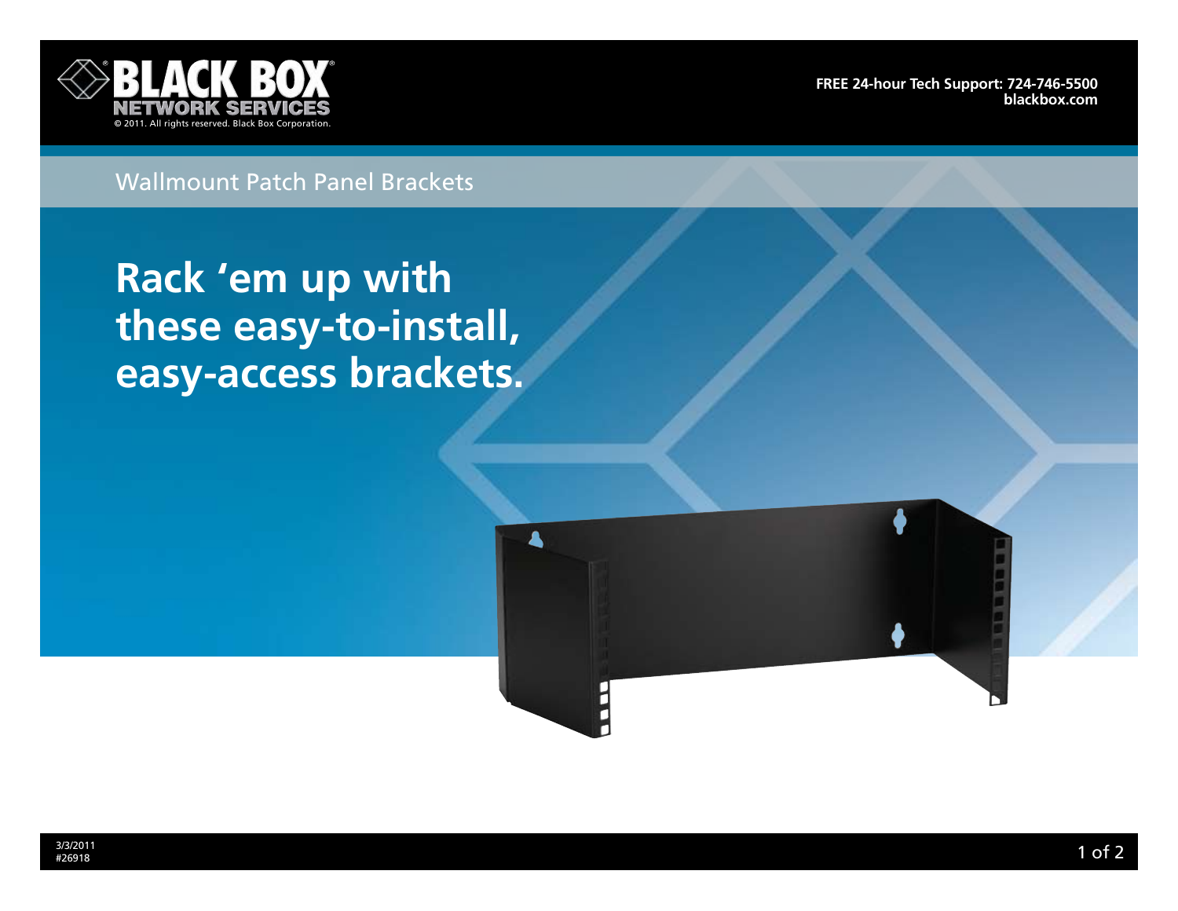BLACK BOX NETWORK SERVICES

© 2011. All rights reserved. Black Box Corporation.

FREE 24-hour Tech Support: 724-746-5500
blackbox.com

Wallmount Patch Panel Brackets

# Rack 'em up with these easy-to-install, easy-access brackets.

3/3/2011
#26918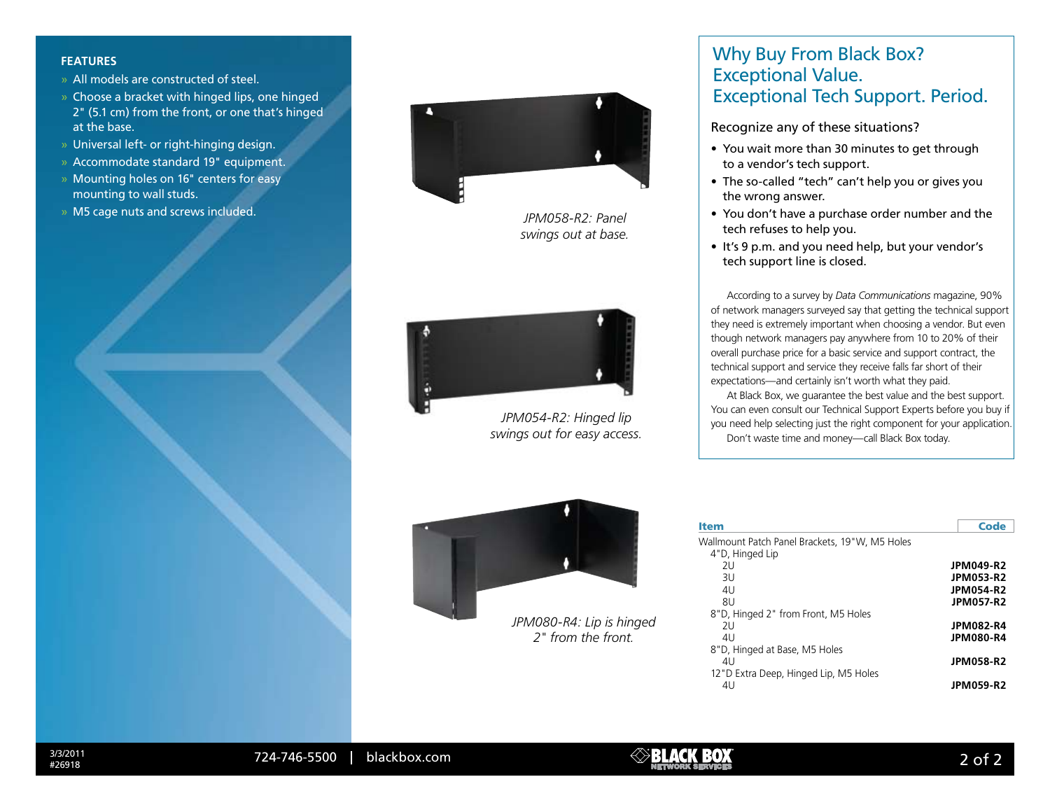## FEATURES

- All models are constructed of steel.
- Choose a bracket with hinged lips, one hinged 2" (5.1 cm) from the front, or one that's hinged at the base.
- Universal left- or right-hinging design.
- Accommodate standard 19" equipment.
- Mounting holes on 16" centers for easy mounting to wall studs.
- M5 cage nuts and screws included.

*JPM058-R2: Panel swings out at base.*

*JPM054-R2: Hinged lip swings out for easy access.*

*JPM080-R4: Lip is hinged 2" from the front.*

## Why Buy From Black Box? Exceptional Value. Exceptional Tech Support. Period.

Recognize any of these situations?

- You wait more than 30 minutes to get through to a vendor's tech support.
- The so-called "tech" can't help you or gives you the wrong answer.
- You don't have a purchase order number and the tech refuses to help you.
- It's 9 p.m. and you need help, but your vendor's tech support line is closed.

According to a survey by *Data Communications* magazine, 90% of network managers surveyed say that getting the technical support they need is extremely important when choosing a vendor. But even though network managers pay anywhere from 10 to 20% of their overall purchase price for a basic service and support contract, the technical support and service they receive falls far short of their expectations—and certainly isn't worth what they paid.

At Black Box, we guarantee the best value and the best support. You can even consult our Technical Support Experts before you buy if you need help selecting just the right component for your application.

Don't waste time and money—call Black Box today.

| Item | Code |
|---|---|
| Wallmount Patch Panel Brackets, 19"W, M5 Holes | |
| 4"D, Hinged Lip | |
| 2U | **JPM049-R2** |
| 3U | **JPM053-R2** |
| 4U | **JPM054-R2** |
| 8U | **JPM057-R2** |
| 8"D, Hinged 2" from Front, M5 Holes | |
| 2U | **JPM082-R4** |
| 4U | **JPM080-R4** |
| 8"D, Hinged at Base, M5 Holes | |
| 4U | **JPM058-R2** |
| 12"D Extra Deep, Hinged Lip, M5 Holes | |
| 4U | **JPM059-R2** |

3/3/2011
#26918

724-746-5500 | blackbox.com